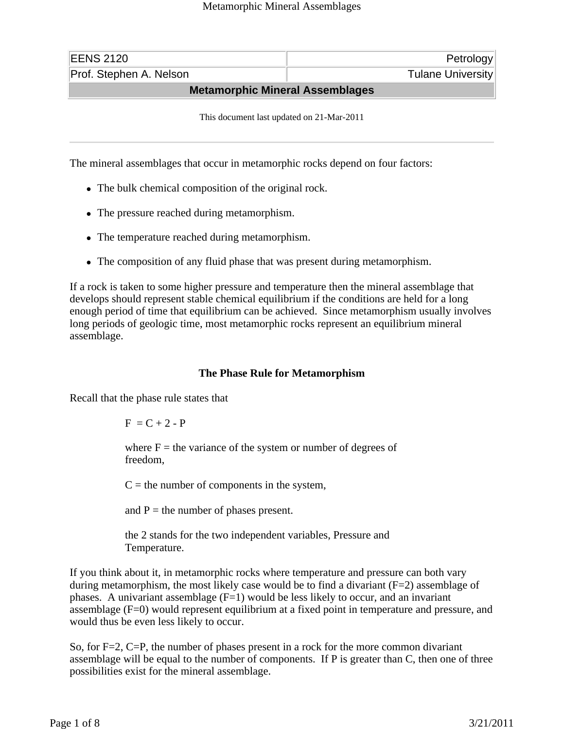| EENS 2120 | Petrology |
| --- | --- |
| Prof. Stephen A. Nelson | Tulane University |

# Metamorphic Mineral Assemblages

This document last updated on 21-Mar-2011

---

The mineral assemblages that occur in metamorphic rocks depend on four factors:

- The bulk chemical composition of the original rock.
- The pressure reached during metamorphism.
- The temperature reached during metamorphism.
- The composition of any fluid phase that was present during metamorphism.

If a rock is taken to some higher pressure and temperature then the mineral assemblage that develops should represent stable chemical equilibrium if the conditions are held for a long enough period of time that equilibrium can be achieved. Since metamorphism usually involves long periods of geologic time, most metamorphic rocks represent an equilibrium mineral assemblage.

## The Phase Rule for Metamorphism

Recall that the phase rule states that

$$F = C + 2 - P$$

where F = the variance of the system or number of degrees of freedom,

C = the number of components in the system,

and P = the number of phases present.

the 2 stands for the two independent variables, Pressure and Temperature.

If you think about it, in metamorphic rocks where temperature and pressure can both vary during metamorphism, the most likely case would be to find a divariant (F=2) assemblage of phases. A univariant assemblage (F=1) would be less likely to occur, and an invariant assemblage (F=0) would represent equilibrium at a fixed point in temperature and pressure, and would thus be even less likely to occur.

So, for F=2, C=P, the number of phases present in a rock for the more common divariant assemblage will be equal to the number of components. If P is greater than C, then one of three possibilities exist for the mineral assemblage.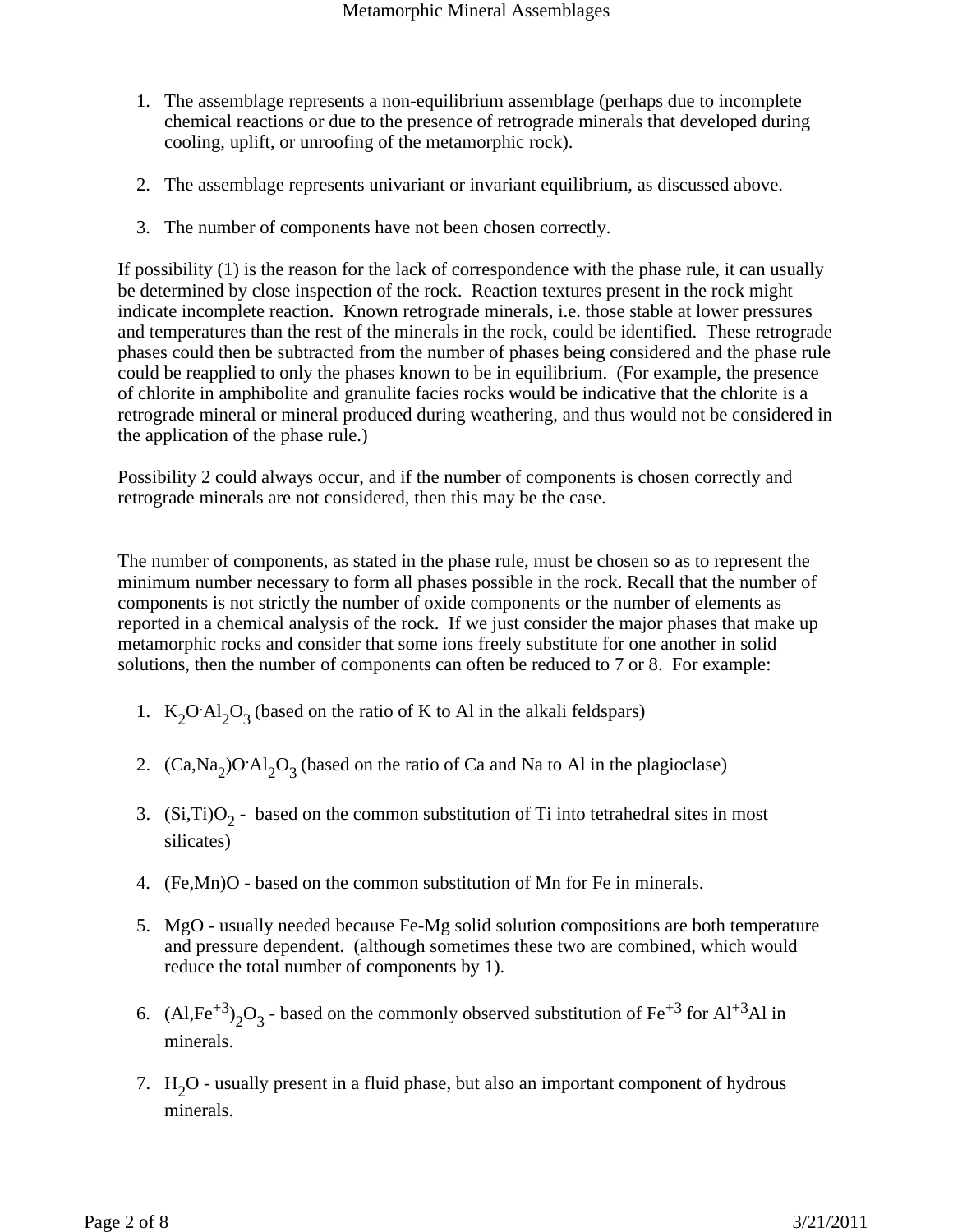1. The assemblage represents a non-equilibrium assemblage (perhaps due to incomplete chemical reactions or due to the presence of retrograde minerals that developed during cooling, uplift, or unroofing of the metamorphic rock).

2. The assemblage represents univariant or invariant equilibrium, as discussed above.

3. The number of components have not been chosen correctly.

If possibility (1) is the reason for the lack of correspondence with the phase rule, it can usually be determined by close inspection of the rock. Reaction textures present in the rock might indicate incomplete reaction. Known retrograde minerals, i.e. those stable at lower pressures and temperatures than the rest of the minerals in the rock, could be identified. These retrograde phases could then be subtracted from the number of phases being considered and the phase rule could be reapplied to only the phases known to be in equilibrium. (For example, the presence of chlorite in amphibolite and granulite facies rocks would be indicative that the chlorite is a retrograde mineral or mineral produced during weathering, and thus would not be considered in the application of the phase rule.)

Possibility 2 could always occur, and if the number of components is chosen correctly and retrograde minerals are not considered, then this may be the case.

The number of components, as stated in the phase rule, must be chosen so as to represent the minimum number necessary to form all phases possible in the rock. Recall that the number of components is not strictly the number of oxide components or the number of elements as reported in a chemical analysis of the rock. If we just consider the major phases that make up metamorphic rocks and consider that some ions freely substitute for one another in solid solutions, then the number of components can often be reduced to 7 or 8. For example:

1. $K_2O \cdot Al_2O_3$ (based on the ratio of K to Al in the alkali feldspars)

2. $(Ca,Na_2)O \cdot Al_2O_3$ (based on the ratio of Ca and Na to Al in the plagioclase)

3. $(Si,Ti)O_2$ - based on the common substitution of Ti into tetrahedral sites in most silicates)

4. $(Fe,Mn)O$ - based on the common substitution of Mn for Fe in minerals.

5. $MgO$ - usually needed because Fe-Mg solid solution compositions are both temperature and pressure dependent. (although sometimes these two are combined, which would reduce the total number of components by 1).

6. $(Al,Fe^{+3})_2O_3$ - based on the commonly observed substitution of $Fe^{+3}$ for $Al^{+3}$Al in minerals.

7. $H_2O$ - usually present in a fluid phase, but also an important component of hydrous minerals.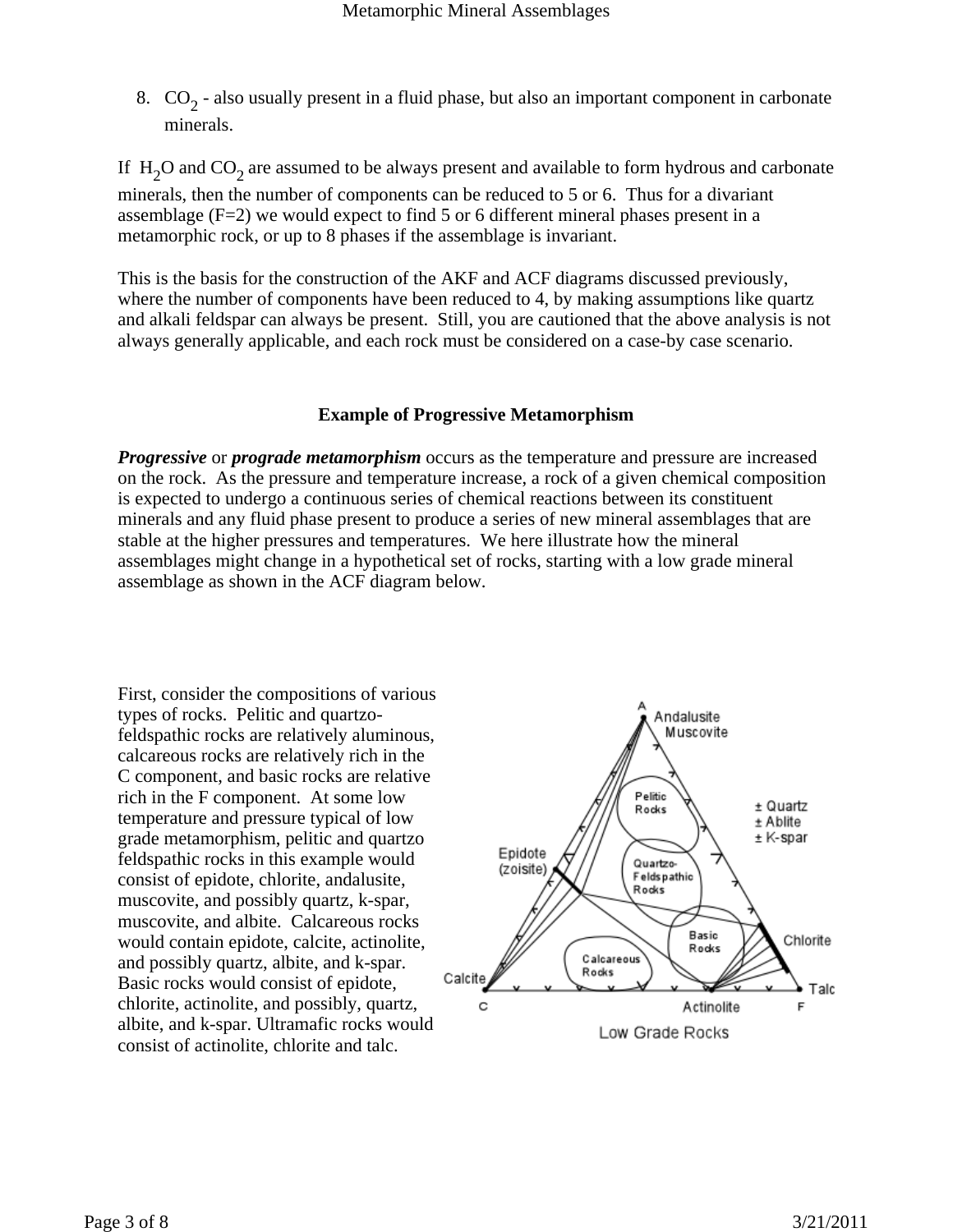8. $CO_2$ - also usually present in a fluid phase, but also an important component in carbonate minerals.

If $H_2O$ and $CO_2$ are assumed to be always present and available to form hydrous and carbonate minerals, then the number of components can be reduced to 5 or 6. Thus for a divariant assemblage (F=2) we would expect to find 5 or 6 different mineral phases present in a metamorphic rock, or up to 8 phases if the assemblage is invariant.

This is the basis for the construction of the AKF and ACF diagrams discussed previously, where the number of components have been reduced to 4, by making assumptions like quartz and alkali feldspar can always be present. Still, you are cautioned that the above analysis is not always generally applicable, and each rock must be considered on a case-by case scenario.

### Example of Progressive Metamorphism

***Progressive*** or ***prograde metamorphism*** occurs as the temperature and pressure are increased on the rock. As the pressure and temperature increase, a rock of a given chemical composition is expected to undergo a continuous series of chemical reactions between its constituent minerals and any fluid phase present to produce a series of new mineral assemblages that are stable at the higher pressures and temperatures. We here illustrate how the mineral assemblages might change in a hypothetical set of rocks, starting with a low grade mineral assemblage as shown in the ACF diagram below.

First, consider the compositions of various types of rocks. Pelitic and quartzo-feldspathic rocks are relatively aluminous, calcareous rocks are relatively rich in the C component, and basic rocks are relative rich in the F component. At some low temperature and pressure typical of low grade metamorphism, pelitic and quartzo feldspathic rocks in this example would consist of epidote, chlorite, andalusite, muscovite, and possibly quartz, k-spar, muscovite, and albite. Calcareous rocks would contain epidote, calcite, actinolite, and possibly quartz, albite, and k-spar. Basic rocks would consist of epidote, chlorite, actinolite, and possibly, quartz, albite, and k-spar. Ultramafic rocks would consist of actinolite, chlorite and talc.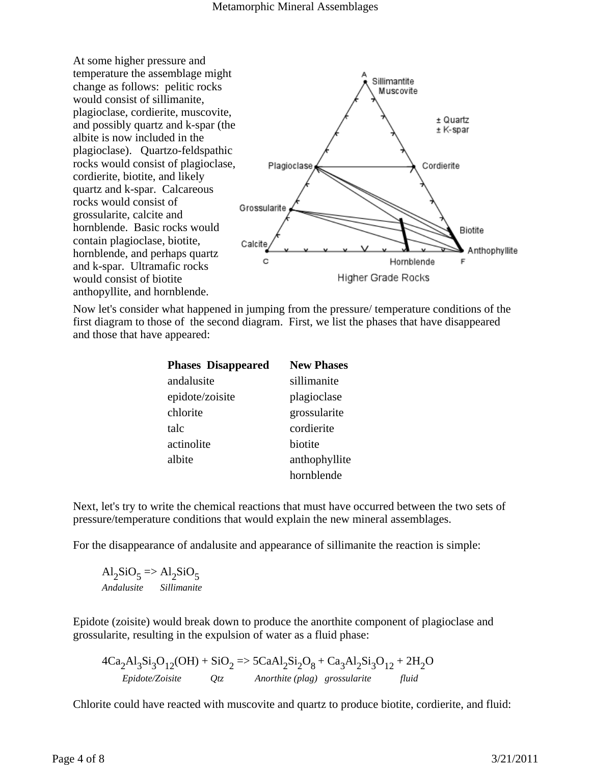At some higher pressure and temperature the assemblage might change as follows: pelitic rocks would consist of sillimanite, plagioclase, cordierite, muscovite, and possibly quartz and k-spar (the albite is now included in the plagioclase). Quartzo-feldspathic rocks would consist of plagioclase, cordierite, biotite, and likely quartz and k-spar. Calcareous rocks would consist of grossularite, calcite and hornblende. Basic rocks would contain plagioclase, biotite, hornblende, and perhaps quartz and k-spar. Ultramafic rocks would consist of biotite anthopyllite, and hornblende.

Now let's consider what happened in jumping from the pressure/ temperature conditions of the first diagram to those of the second diagram. First, we list the phases that have disappeared and those that have appeared:

| Phases Disappeared | New Phases |
|---|---|
| andalusite | sillimanite |
| epidote/zoisite | plagioclase |
| chlorite | grossularite |
| talc | cordierite |
| actinolite | biotite |
| albite | anthophyllite |
| | hornblende |

Next, let's try to write the chemical reactions that must have occurred between the two sets of pressure/temperature conditions that would explain the new mineral assemblages.

For the disappearance of andalusite and appearance of sillimanite the reaction is simple:

$$\underset{\textit{Andalusite}}{Al_2SiO_5} \Rightarrow \underset{\textit{Sillimanite}}{Al_2SiO_5}$$

Epidote (zoisite) would break down to produce the anorthite component of plagioclase and grossularite, resulting in the expulsion of water as a fluid phase:

$$\underset{\textit{Epidote/Zoisite}}{4Ca_2Al_3Si_3O_{12}(OH)} + \underset{\textit{Qtz}}{SiO_2} \Rightarrow \underset{\textit{Anorthite (plag)}}{5CaAl_2Si_2O_8} + \underset{\textit{grossularite}}{Ca_3Al_2Si_3O_{12}} + \underset{\textit{fluid}}{2H_2O}$$

Chlorite could have reacted with muscovite and quartz to produce biotite, cordierite, and fluid: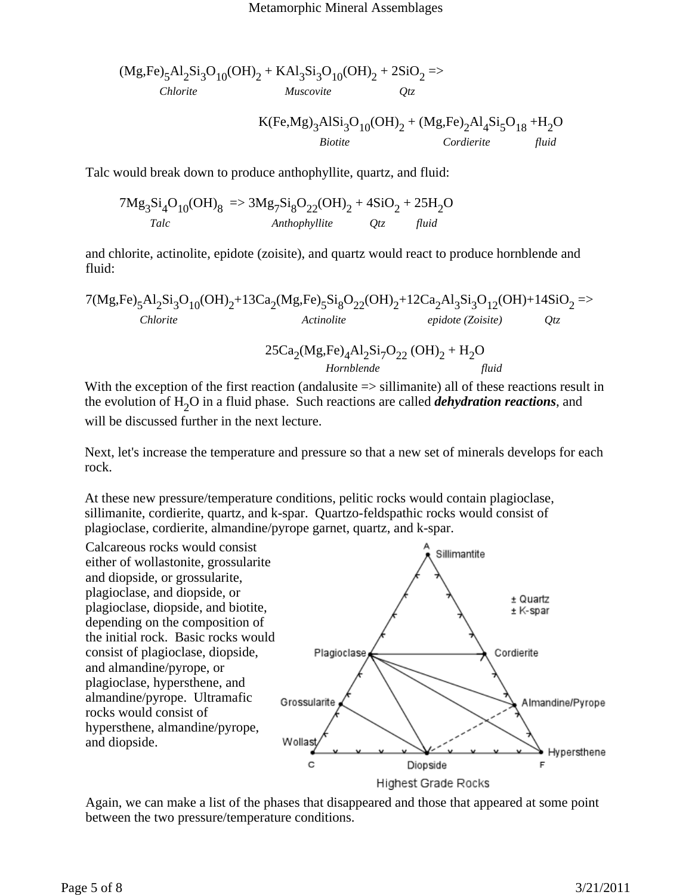$$(Mg,Fe)_5Al_2Si_3O_{10}(OH)_2 + KAl_3Si_3O_{10}(OH)_2 + 2SiO_2 \Rightarrow$$

*Chlorite* *Muscovite* *Qtz*

$$K(Fe,Mg)_3AlSi_3O_{10}(OH)_2 + (Mg,Fe)_2Al_4Si_5O_{18} + H_2O$$

*Biotite* *Cordierite* *fluid*

Talc would break down to produce anthophyllite, quartz, and fluid:

$$7Mg_3Si_4O_{10}(OH)_8 \Rightarrow 3Mg_7Si_8O_{22}(OH)_2 + 4SiO_2 + 25H_2O$$

*Talc* *Anthophyllite* *Qtz* *fluid*

and chlorite, actinolite, epidote (zoisite), and quartz would react to produce hornblende and fluid:

$$7(Mg,Fe)_5Al_2Si_3O_{10}(OH)_2 + 13Ca_2(Mg,Fe)_5Si_8O_{22}(OH)_2 + 12Ca_2Al_3Si_3O_{12}(OH) + 14SiO_2 \Rightarrow$$

*Chlorite* *Actinolite* *epidote (Zoisite)* *Qtz*

$$25Ca_2(Mg,Fe)_4Al_2Si_7O_{22}(OH)_2 + H_2O$$

*Hornblende* *fluid*

With the exception of the first reaction (andalusite => sillimanite) all of these reactions result in the evolution of $H_2O$ in a fluid phase. Such reactions are called ***dehydration reactions***, and will be discussed further in the next lecture.

Next, let's increase the temperature and pressure so that a new set of minerals develops for each rock.

At these new pressure/temperature conditions, pelitic rocks would contain plagioclase, sillimanite, cordierite, quartz, and k-spar. Quartzo-feldspathic rocks would consist of plagioclase, cordierite, almandine/pyrope garnet, quartz, and k-spar.

Calcareous rocks would consist either of wollastonite, grossularite and diopside, or grossularite, plagioclase, and diopside, or plagioclase, diopside, and biotite, depending on the composition of the initial rock. Basic rocks would consist of plagioclase, diopside, and almandine/pyrope, or plagioclase, hypersthene, and almandine/pyrope. Ultramafic rocks would consist of hypersthene, almandine/pyrope, and diopside.

Highest Grade Rocks

Again, we can make a list of the phases that disappeared and those that appeared at some point between the two pressure/temperature conditions.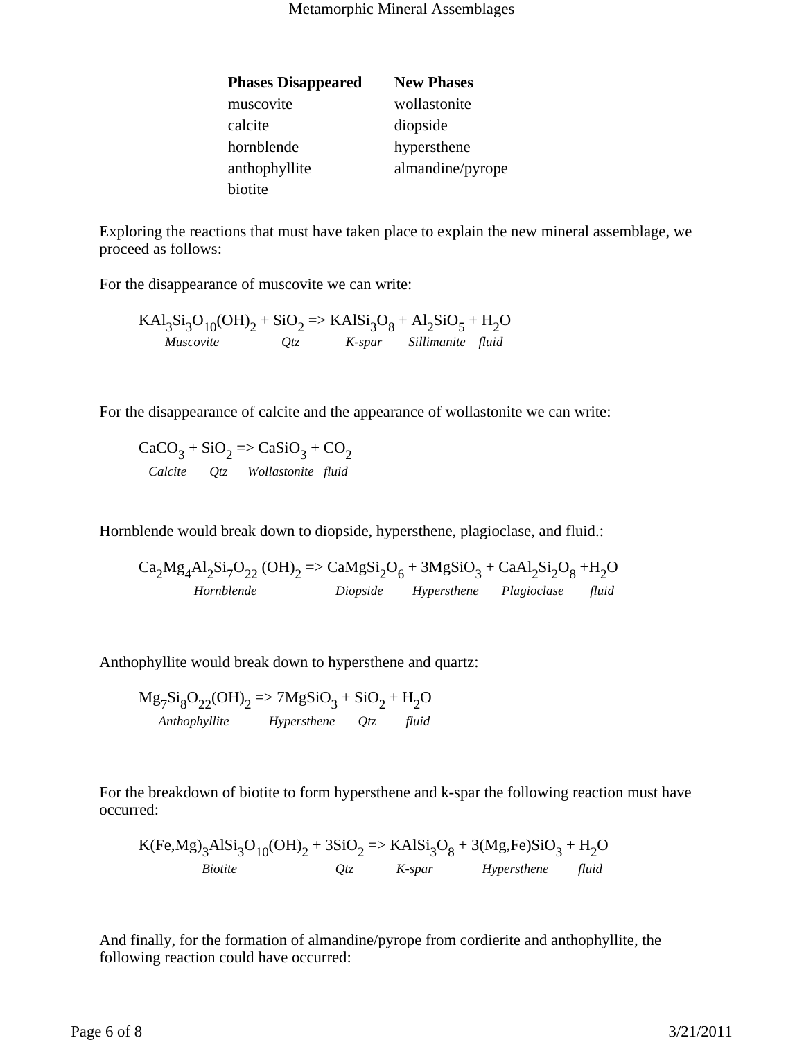| Phases Disappeared | New Phases |
|---|---|
| muscovite | wollastonite |
| calcite | diopside |
| hornblende | hypersthene |
| anthophyllite | almandine/pyrope |
| biotite | |

Exploring the reactions that must have taken place to explain the new mineral assemblage, we proceed as follows:

For the disappearance of muscovite we can write:

$$\underset{Muscovite}{KAl_3Si_3O_{10}(OH)_2} + \underset{Qtz}{SiO_2} \Rightarrow \underset{K\text{-}spar}{KAlSi_3O_8} + \underset{Sillimanite}{Al_2SiO_5} + \underset{fluid}{H_2O}$$

For the disappearance of calcite and the appearance of wollastonite we can write:

$$\underset{Calcite}{CaCO_3} + \underset{Qtz}{SiO_2} \Rightarrow \underset{Wollastonite}{CaSiO_3} + \underset{fluid}{CO_2}$$

Hornblende would break down to diopside, hypersthene, plagioclase, and fluid.:

$$\underset{Hornblende}{Ca_2Mg_4Al_2Si_7O_{22}(OH)_2} \Rightarrow \underset{Diopside}{CaMgSi_2O_6} + \underset{Hypersthene}{3MgSiO_3} + \underset{Plagioclase}{CaAl_2Si_2O_8} + \underset{fluid}{H_2O}$$

Anthophyllite would break down to hypersthene and quartz:

$$\underset{Anthophyllite}{Mg_7Si_8O_{22}(OH)_2} \Rightarrow \underset{Hypersthene}{7MgSiO_3} + \underset{Qtz}{SiO_2} + \underset{fluid}{H_2O}$$

For the breakdown of biotite to form hypersthene and k-spar the following reaction must have occurred:

$$\underset{Biotite}{K(Fe,Mg)_3AlSi_3O_{10}(OH)_2} + \underset{Qtz}{3SiO_2} \Rightarrow \underset{K\text{-}spar}{KAlSi_3O_8} + \underset{Hypersthene}{3(Mg,Fe)SiO_3} + \underset{fluid}{H_2O}$$

And finally, for the formation of almandine/pyrope from cordierite and anthophyllite, the following reaction could have occurred: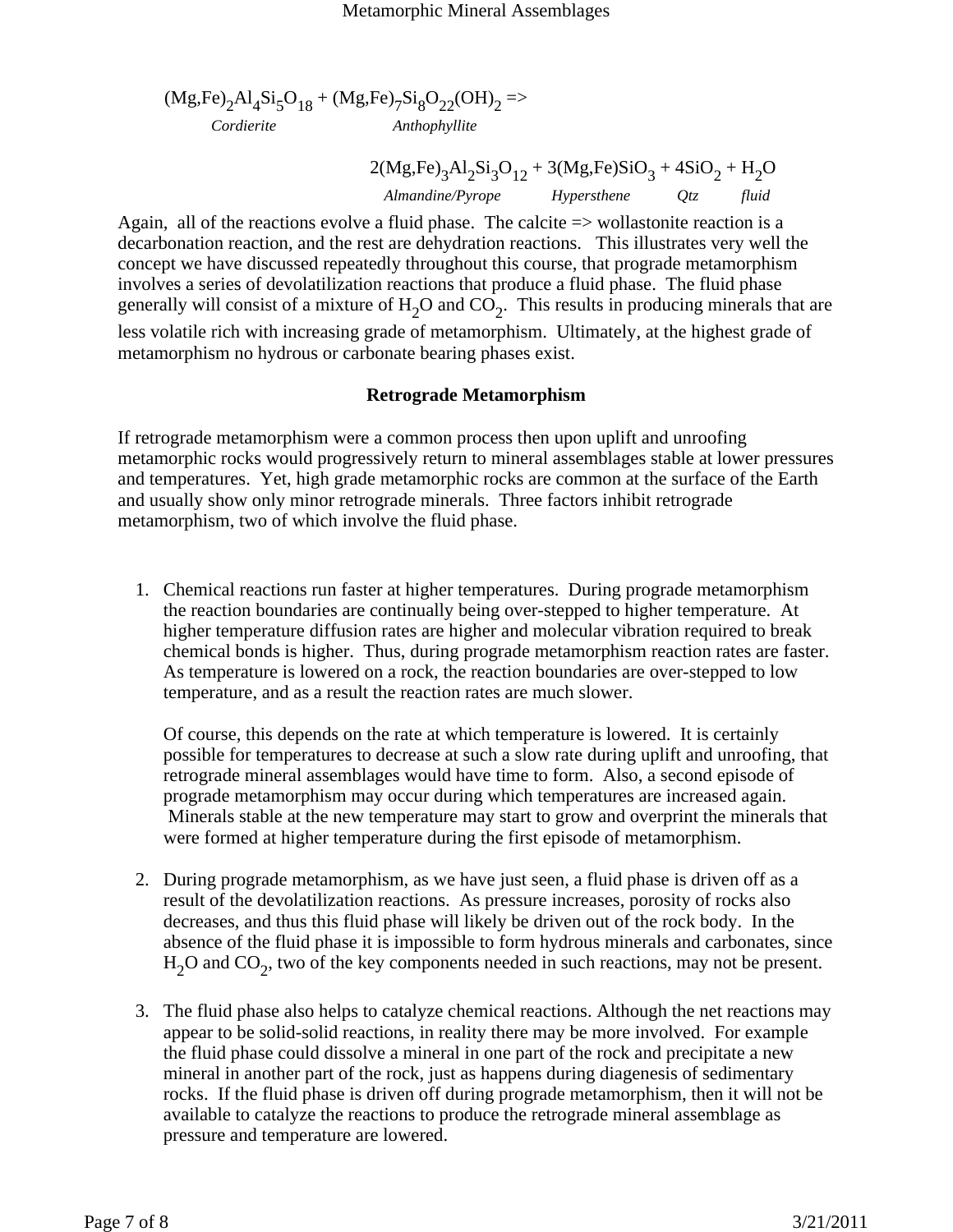$$(Mg,Fe)_2Al_4Si_5O_{18} + (Mg,Fe)_7Si_8O_{22}(OH)_2 \Rightarrow$$

*Cordierite* *Anthophyllite*

$$2(Mg,Fe)_3Al_2Si_3O_{12} + 3(Mg,Fe)SiO_3 + 4SiO_2 + H_2O$$

*Almandine/Pyrope* *Hypersthene* *Qtz* *fluid*

Again, all of the reactions evolve a fluid phase. The calcite => wollastonite reaction is a decarbonation reaction, and the rest are dehydration reactions. This illustrates very well the concept we have discussed repeatedly throughout this course, that prograde metamorphism involves a series of devolatilization reactions that produce a fluid phase. The fluid phase generally will consist of a mixture of $H_2O$ and $CO_2$. This results in producing minerals that are less volatile rich with increasing grade of metamorphism. Ultimately, at the highest grade of metamorphism no hydrous or carbonate bearing phases exist.

## Retrograde Metamorphism

If retrograde metamorphism were a common process then upon uplift and unroofing metamorphic rocks would progressively return to mineral assemblages stable at lower pressures and temperatures. Yet, high grade metamorphic rocks are common at the surface of the Earth and usually show only minor retrograde minerals. Three factors inhibit retrograde metamorphism, two of which involve the fluid phase.

1. Chemical reactions run faster at higher temperatures. During prograde metamorphism the reaction boundaries are continually being over-stepped to higher temperature. At higher temperature diffusion rates are higher and molecular vibration required to break chemical bonds is higher. Thus, during prograde metamorphism reaction rates are faster. As temperature is lowered on a rock, the reaction boundaries are over-stepped to low temperature, and as a result the reaction rates are much slower.

   Of course, this depends on the rate at which temperature is lowered. It is certainly possible for temperatures to decrease at such a slow rate during uplift and unroofing, that retrograde mineral assemblages would have time to form. Also, a second episode of prograde metamorphism may occur during which temperatures are increased again. Minerals stable at the new temperature may start to grow and overprint the minerals that were formed at higher temperature during the first episode of metamorphism.

2. During prograde metamorphism, as we have just seen, a fluid phase is driven off as a result of the devolatilization reactions. As pressure increases, porosity of rocks also decreases, and thus this fluid phase will likely be driven out of the rock body. In the absence of the fluid phase it is impossible to form hydrous minerals and carbonates, since $H_2O$ and $CO_2$, two of the key components needed in such reactions, may not be present.

3. The fluid phase also helps to catalyze chemical reactions. Although the net reactions may appear to be solid-solid reactions, in reality there may be more involved. For example the fluid phase could dissolve a mineral in one part of the rock and precipitate a new mineral in another part of the rock, just as happens during diagenesis of sedimentary rocks. If the fluid phase is driven off during prograde metamorphism, then it will not be available to catalyze the reactions to produce the retrograde mineral assemblage as pressure and temperature are lowered.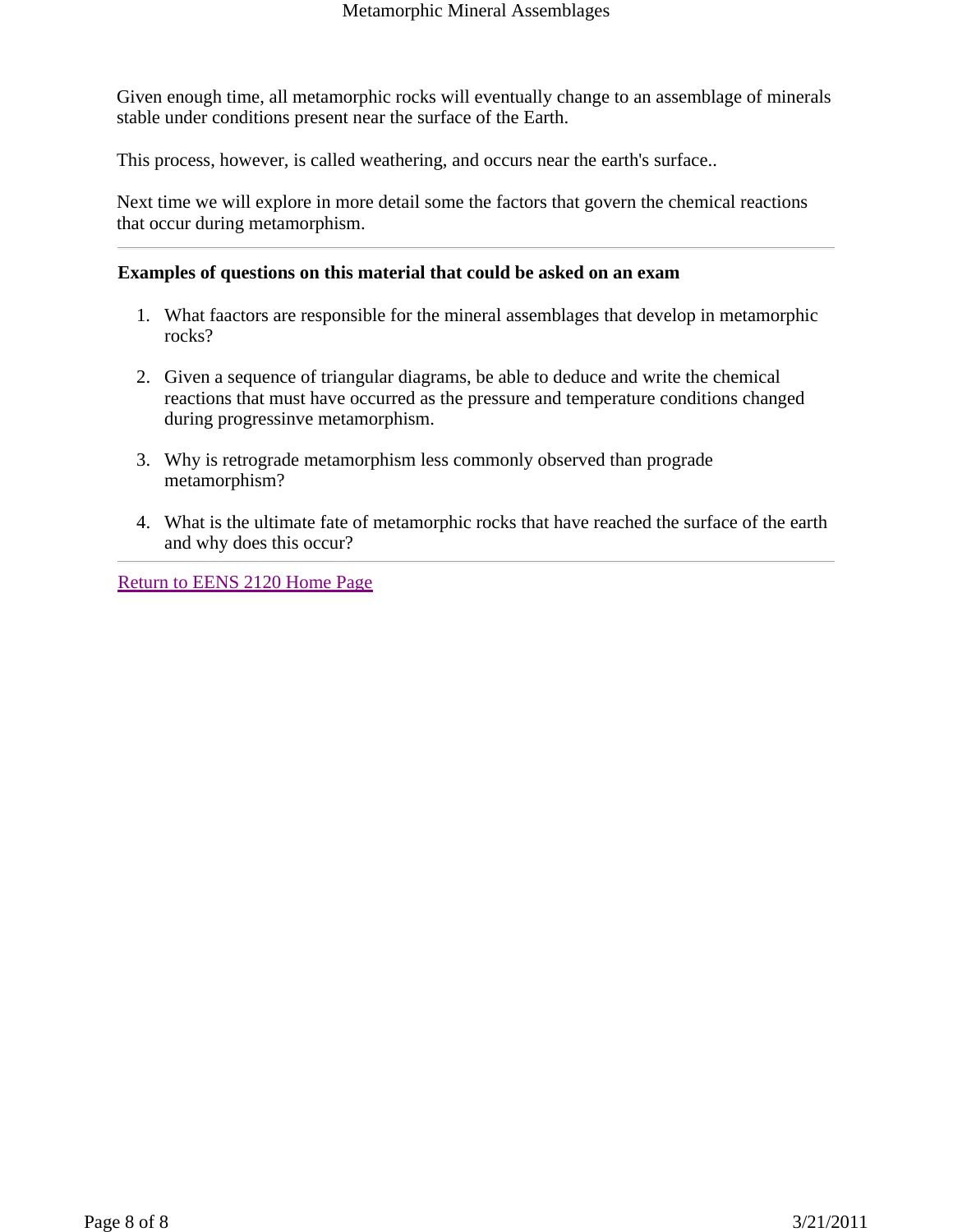Given enough time, all metamorphic rocks will eventually change to an assemblage of minerals stable under conditions present near the surface of the Earth.

This process, however, is called weathering, and occurs near the earth's surface..

Next time we will explore in more detail some the factors that govern the chemical reactions that occur during metamorphism.

---

**Examples of questions on this material that could be asked on an exam**

1. What faactors are responsible for the mineral assemblages that develop in metamorphic rocks?
2. Given a sequence of triangular diagrams, be able to deduce and write the chemical reactions that must have occurred as the pressure and temperature conditions changed during progressinve metamorphism.
3. Why is retrograde metamorphism less commonly observed than prograde metamorphism?
4. What is the ultimate fate of metamorphic rocks that have reached the surface of the earth and why does this occur?

---

Return to EENS 2120 Home Page